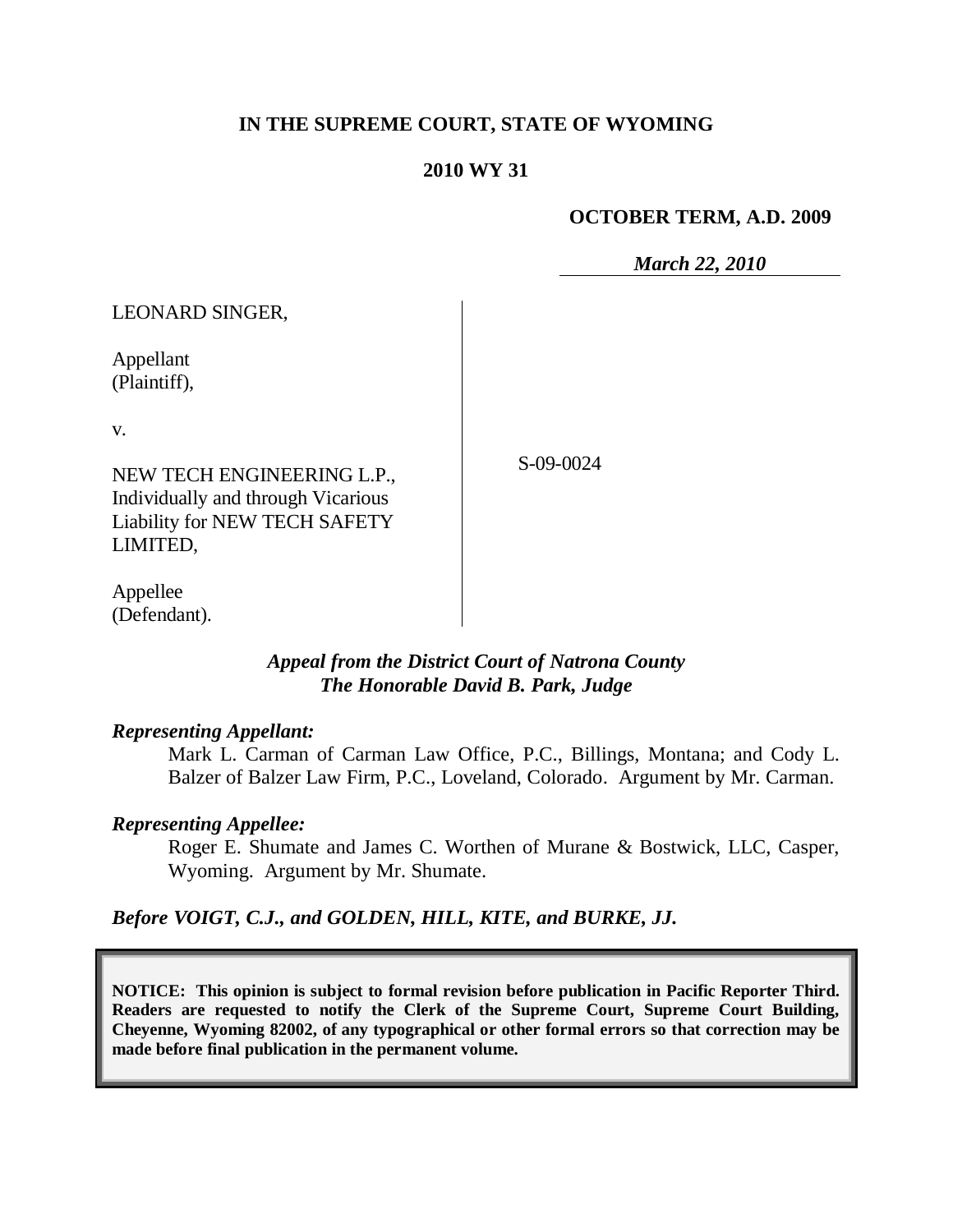**IN THE SUPREME COURT, STATE OF WYOMING**

**2010 WY 31**

**OCTOBER TERM, A.D. 2009**

***March 22, 2010***

LEONARD SINGER,

Appellant
(Plaintiff),

v.

NEW TECH ENGINEERING L.P., Individually and through Vicarious Liability for NEW TECH SAFETY LIMITED,

Appellee
(Defendant).

S-09-0024

***Appeal from the District Court of Natrona County***
***The Honorable David B. Park, Judge***

***Representing Appellant:***

Mark L. Carman of Carman Law Office, P.C., Billings, Montana; and Cody L. Balzer of Balzer Law Firm, P.C., Loveland, Colorado. Argument by Mr. Carman.

***Representing Appellee:***

Roger E. Shumate and James C. Worthen of Murane & Bostwick, LLC, Casper, Wyoming. Argument by Mr. Shumate.

***Before VOIGT, C.J., and GOLDEN, HILL, KITE, and BURKE, JJ.***

**NOTICE: This opinion is subject to formal revision before publication in Pacific Reporter Third. Readers are requested to notify the Clerk of the Supreme Court, Supreme Court Building, Cheyenne, Wyoming 82002, of any typographical or other formal errors so that correction may be made before final publication in the permanent volume.**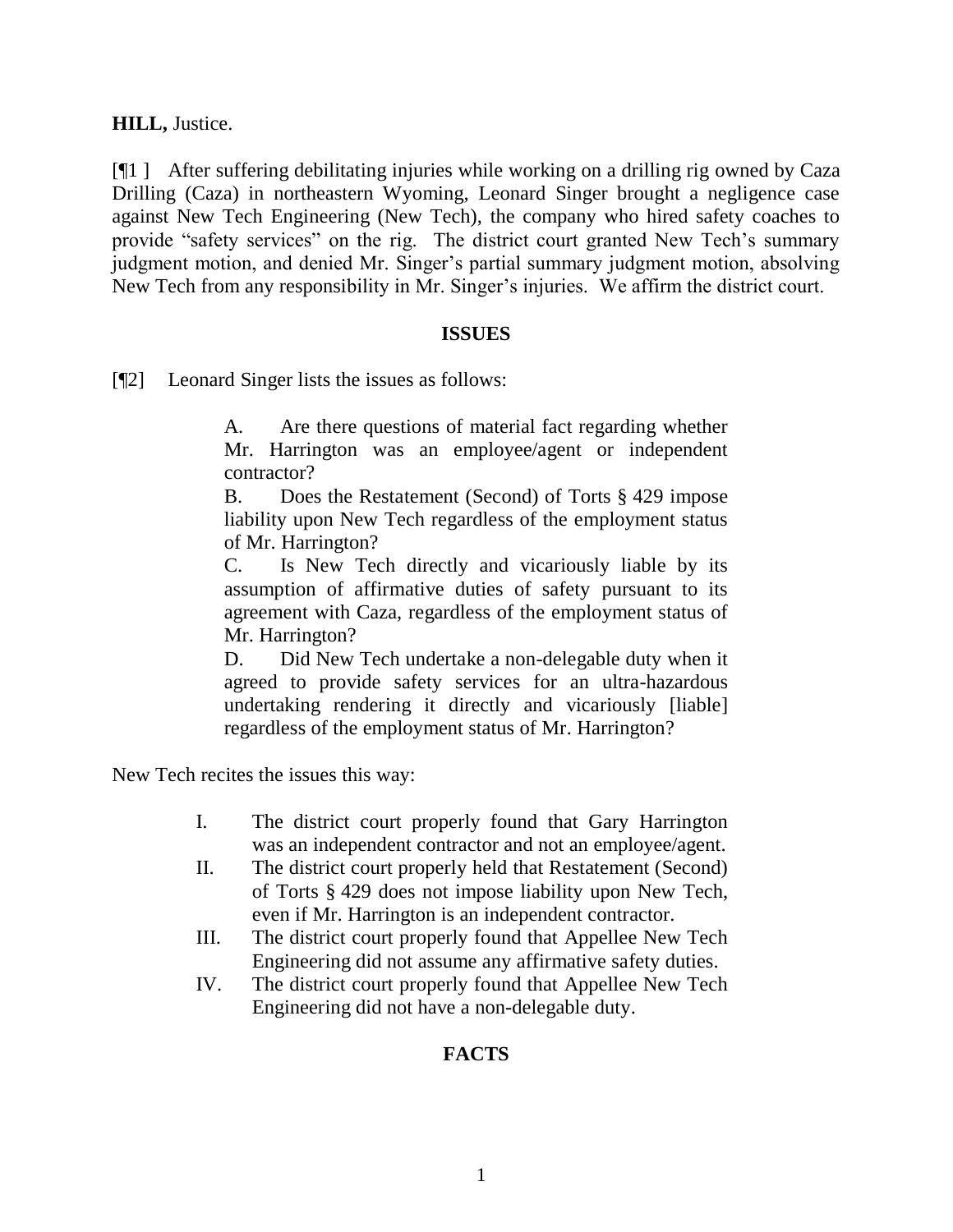**HILL,** Justice.

[¶1 ] After suffering debilitating injuries while working on a drilling rig owned by Caza Drilling (Caza) in northeastern Wyoming, Leonard Singer brought a negligence case against New Tech Engineering (New Tech), the company who hired safety coaches to provide "safety services" on the rig. The district court granted New Tech's summary judgment motion, and denied Mr. Singer's partial summary judgment motion, absolving New Tech from any responsibility in Mr. Singer's injuries. We affirm the district court.

## ISSUES

[¶2] Leonard Singer lists the issues as follows:

> A. Are there questions of material fact regarding whether Mr. Harrington was an employee/agent or independent contractor?
>
> B. Does the Restatement (Second) of Torts § 429 impose liability upon New Tech regardless of the employment status of Mr. Harrington?
>
> C. Is New Tech directly and vicariously liable by its assumption of affirmative duties of safety pursuant to its agreement with Caza, regardless of the employment status of Mr. Harrington?
>
> D. Did New Tech undertake a non-delegable duty when it agreed to provide safety services for an ultra-hazardous undertaking rendering it directly and vicariously [liable] regardless of the employment status of Mr. Harrington?

New Tech recites the issues this way:

> I. The district court properly found that Gary Harrington was an independent contractor and not an employee/agent.
>
> II. The district court properly held that Restatement (Second) of Torts § 429 does not impose liability upon New Tech, even if Mr. Harrington is an independent contractor.
>
> III. The district court properly found that Appellee New Tech Engineering did not assume any affirmative safety duties.
>
> IV. The district court properly found that Appellee New Tech Engineering did not have a non-delegable duty.

## FACTS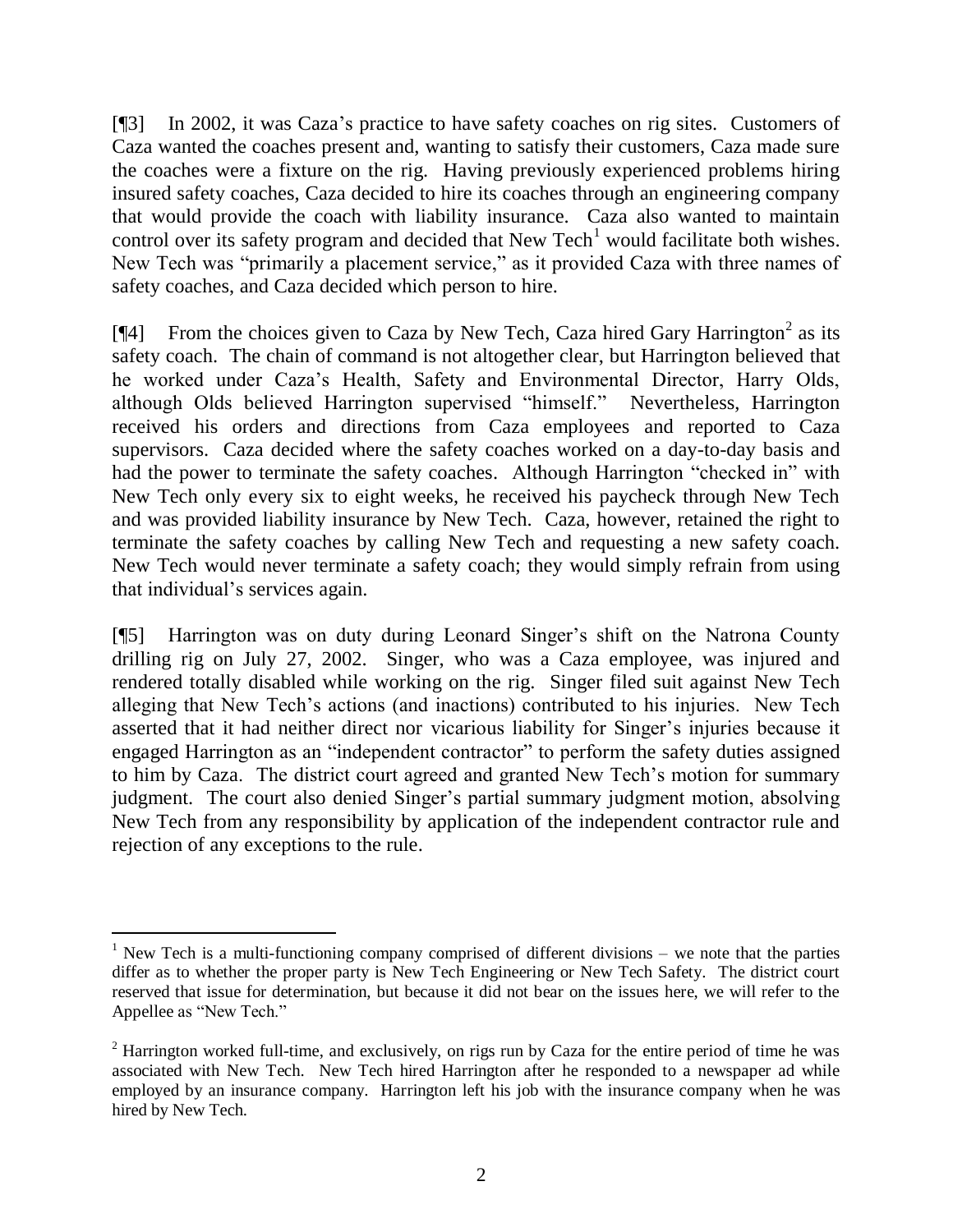[¶3] In 2002, it was Caza's practice to have safety coaches on rig sites. Customers of Caza wanted the coaches present and, wanting to satisfy their customers, Caza made sure the coaches were a fixture on the rig. Having previously experienced problems hiring insured safety coaches, Caza decided to hire its coaches through an engineering company that would provide the coach with liability insurance. Caza also wanted to maintain control over its safety program and decided that New Tech[1] would facilitate both wishes. New Tech was "primarily a placement service," as it provided Caza with three names of safety coaches, and Caza decided which person to hire.

[¶4] From the choices given to Caza by New Tech, Caza hired Gary Harrington[2] as its safety coach. The chain of command is not altogether clear, but Harrington believed that he worked under Caza's Health, Safety and Environmental Director, Harry Olds, although Olds believed Harrington supervised "himself." Nevertheless, Harrington received his orders and directions from Caza employees and reported to Caza supervisors. Caza decided where the safety coaches worked on a day-to-day basis and had the power to terminate the safety coaches. Although Harrington "checked in" with New Tech only every six to eight weeks, he received his paycheck through New Tech and was provided liability insurance by New Tech. Caza, however, retained the right to terminate the safety coaches by calling New Tech and requesting a new safety coach. New Tech would never terminate a safety coach; they would simply refrain from using that individual's services again.

[¶5] Harrington was on duty during Leonard Singer's shift on the Natrona County drilling rig on July 27, 2002. Singer, who was a Caza employee, was injured and rendered totally disabled while working on the rig. Singer filed suit against New Tech alleging that New Tech's actions (and inactions) contributed to his injuries. New Tech asserted that it had neither direct nor vicarious liability for Singer's injuries because it engaged Harrington as an "independent contractor" to perform the safety duties assigned to him by Caza. The district court agreed and granted New Tech's motion for summary judgment. The court also denied Singer's partial summary judgment motion, absolving New Tech from any responsibility by application of the independent contractor rule and rejection of any exceptions to the rule.

---

[1] New Tech is a multi-functioning company comprised of different divisions – we note that the parties differ as to whether the proper party is New Tech Engineering or New Tech Safety. The district court reserved that issue for determination, but because it did not bear on the issues here, we will refer to the Appellee as "New Tech."

[2] Harrington worked full-time, and exclusively, on rigs run by Caza for the entire period of time he was associated with New Tech. New Tech hired Harrington after he responded to a newspaper ad while employed by an insurance company. Harrington left his job with the insurance company when he was hired by New Tech.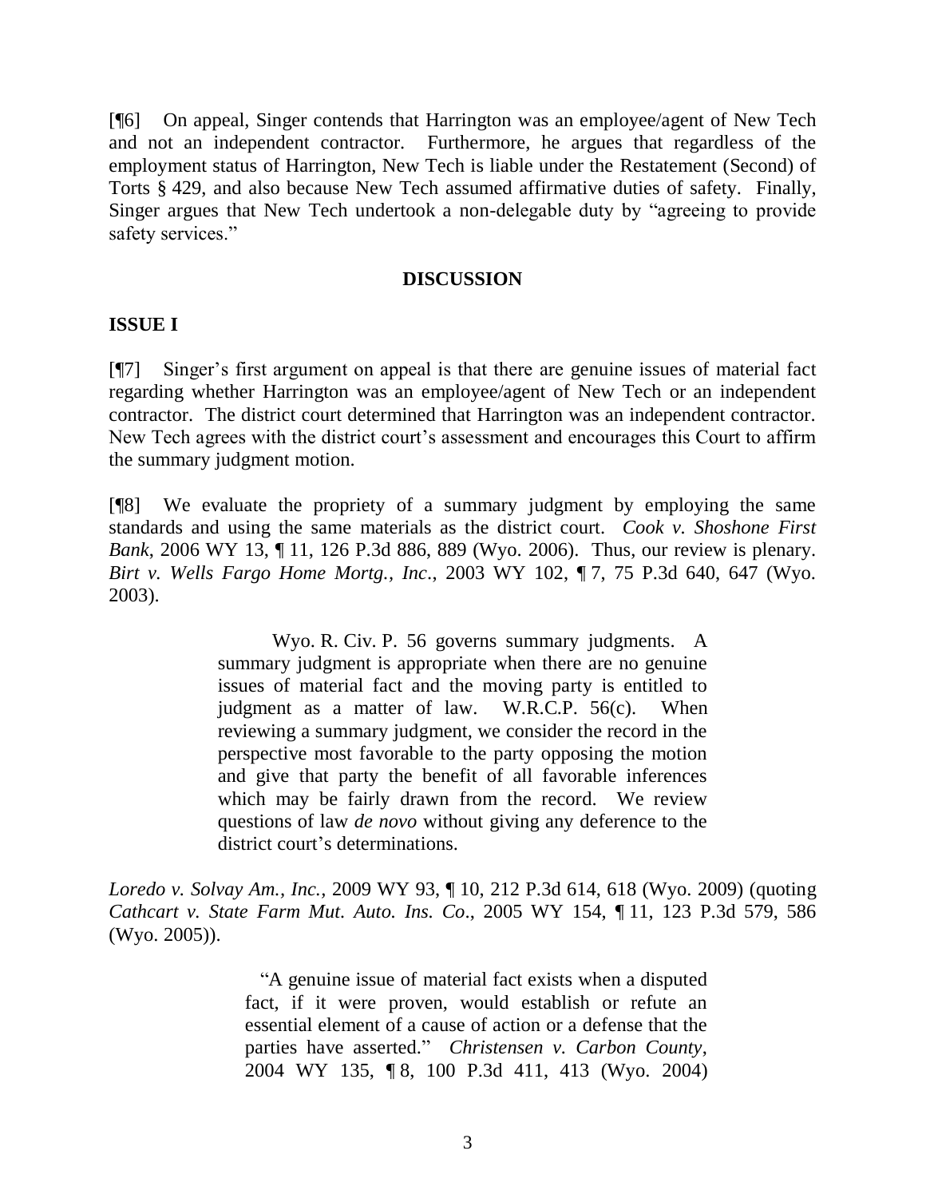[¶6] On appeal, Singer contends that Harrington was an employee/agent of New Tech and not an independent contractor. Furthermore, he argues that regardless of the employment status of Harrington, New Tech is liable under the Restatement (Second) of Torts § 429, and also because New Tech assumed affirmative duties of safety. Finally, Singer argues that New Tech undertook a non-delegable duty by "agreeing to provide safety services."

## DISCUSSION

### ISSUE I

[¶7] Singer's first argument on appeal is that there are genuine issues of material fact regarding whether Harrington was an employee/agent of New Tech or an independent contractor. The district court determined that Harrington was an independent contractor. New Tech agrees with the district court's assessment and encourages this Court to affirm the summary judgment motion.

[¶8] We evaluate the propriety of a summary judgment by employing the same standards and using the same materials as the district court. *Cook v. Shoshone First Bank*, 2006 WY 13, ¶ 11, 126 P.3d 886, 889 (Wyo. 2006). Thus, our review is plenary. *Birt v. Wells Fargo Home Mortg., Inc.*, 2003 WY 102, ¶ 7, 75 P.3d 640, 647 (Wyo. 2003).

> Wyo. R. Civ. P. 56 governs summary judgments. A summary judgment is appropriate when there are no genuine issues of material fact and the moving party is entitled to judgment as a matter of law. W.R.C.P. 56(c). When reviewing a summary judgment, we consider the record in the perspective most favorable to the party opposing the motion and give that party the benefit of all favorable inferences which may be fairly drawn from the record. We review questions of law *de novo* without giving any deference to the district court's determinations.

*Loredo v. Solvay Am., Inc.*, 2009 WY 93, ¶ 10, 212 P.3d 614, 618 (Wyo. 2009) (quoting *Cathcart v. State Farm Mut. Auto. Ins. Co*., 2005 WY 154, ¶ 11, 123 P.3d 579, 586 (Wyo. 2005)).

> "A genuine issue of material fact exists when a disputed fact, if it were proven, would establish or refute an essential element of a cause of action or a defense that the parties have asserted." *Christensen v. Carbon County*, 2004 WY 135, ¶ 8, 100 P.3d 411, 413 (Wyo. 2004)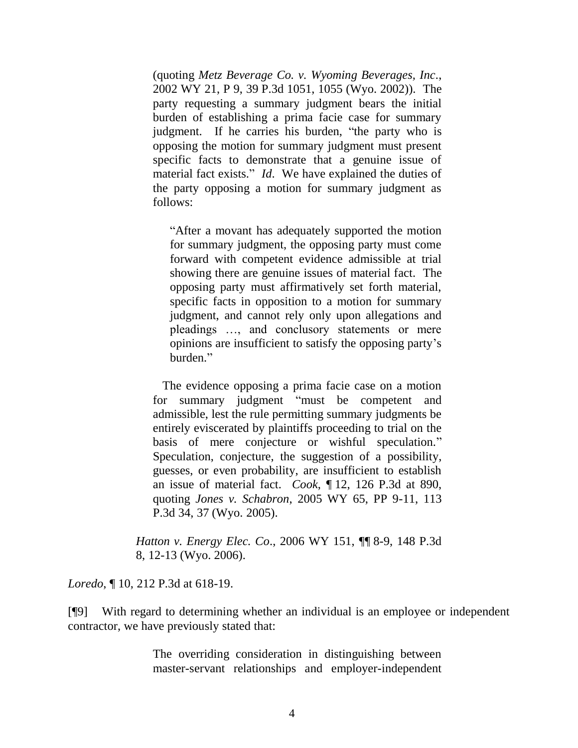> (quoting *Metz Beverage Co. v. Wyoming Beverages, Inc*., 2002 WY 21, P 9, 39 P.3d 1051, 1055 (Wyo. 2002)). The party requesting a summary judgment bears the initial burden of establishing a prima facie case for summary judgment. If he carries his burden, "the party who is opposing the motion for summary judgment must present specific facts to demonstrate that a genuine issue of material fact exists." *Id*. We have explained the duties of the party opposing a motion for summary judgment as follows:
>
> > "After a movant has adequately supported the motion for summary judgment, the opposing party must come forward with competent evidence admissible at trial showing there are genuine issues of material fact. The opposing party must affirmatively set forth material, specific facts in opposition to a motion for summary judgment, and cannot rely only upon allegations and pleadings …, and conclusory statements or mere opinions are insufficient to satisfy the opposing party's burden."
>
> The evidence opposing a prima facie case on a motion for summary judgment "must be competent and admissible, lest the rule permitting summary judgments be entirely eviscerated by plaintiffs proceeding to trial on the basis of mere conjecture or wishful speculation." Speculation, conjecture, the suggestion of a possibility, guesses, or even probability, are insufficient to establish an issue of material fact. *Cook*, ¶ 12, 126 P.3d at 890, quoting *Jones v. Schabron*, 2005 WY 65, PP 9-11, 113 P.3d 34, 37 (Wyo. 2005).
>
> *Hatton v. Energy Elec. Co*., 2006 WY 151, ¶¶ 8-9, 148 P.3d 8, 12-13 (Wyo. 2006).

*Loredo*, ¶ 10, 212 P.3d at 618-19.

[¶9] With regard to determining whether an individual is an employee or independent contractor, we have previously stated that:

> The overriding consideration in distinguishing between master-servant relationships and employer-independent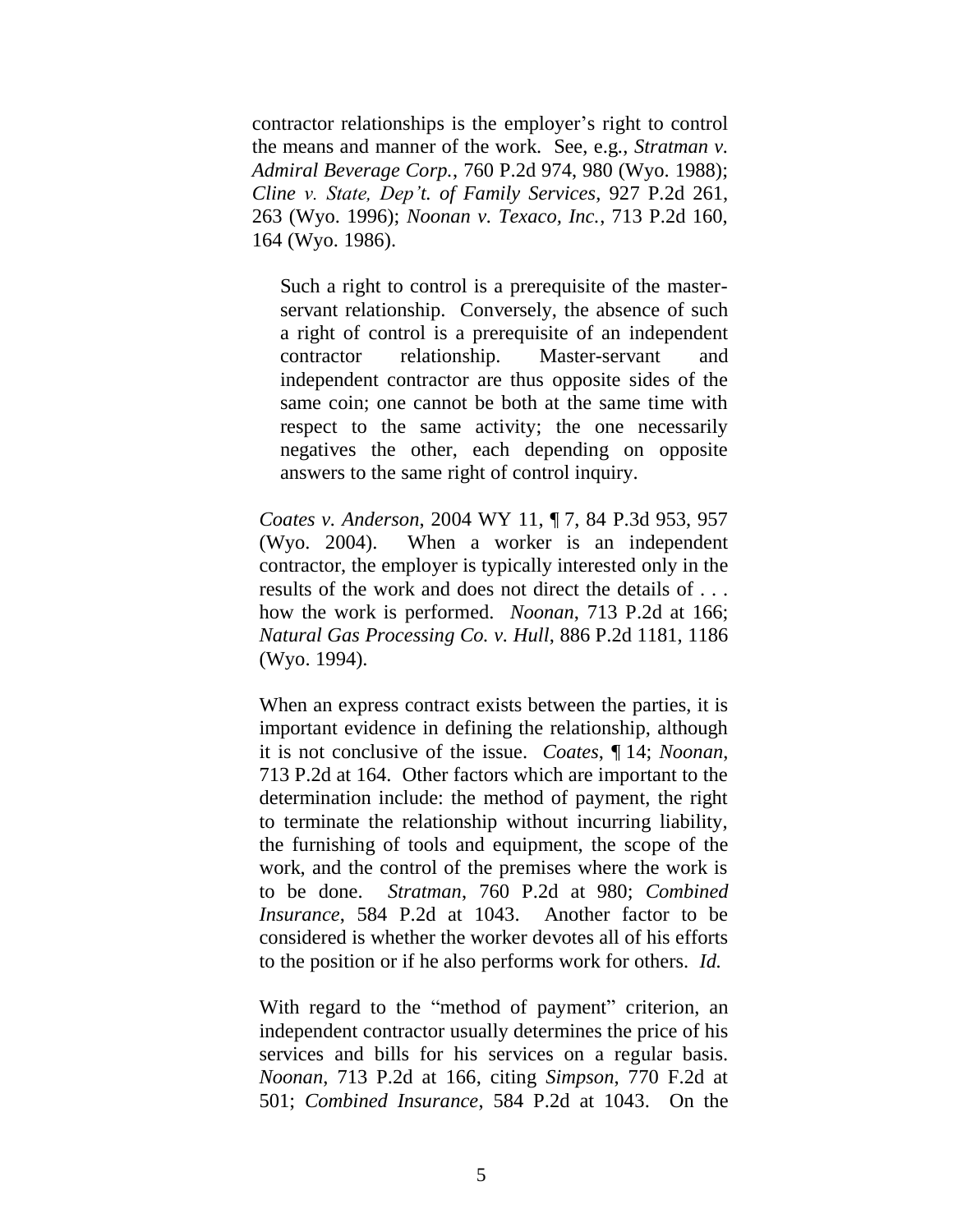contractor relationships is the employer's right to control the means and manner of the work. See, e.g., *Stratman v. Admiral Beverage Corp.*, 760 P.2d 974, 980 (Wyo. 1988); *Cline v. State, Dep't. of Family Services*, 927 P.2d 261, 263 (Wyo. 1996); *Noonan v. Texaco, Inc.*, 713 P.2d 160, 164 (Wyo. 1986).

> Such a right to control is a prerequisite of the master-servant relationship. Conversely, the absence of such a right of control is a prerequisite of an independent contractor relationship. Master-servant and independent contractor are thus opposite sides of the same coin; one cannot be both at the same time with respect to the same activity; the one necessarily negatives the other, each depending on opposite answers to the same right of control inquiry.

*Coates v. Anderson*, 2004 WY 11, ¶ 7, 84 P.3d 953, 957 (Wyo. 2004). When a worker is an independent contractor, the employer is typically interested only in the results of the work and does not direct the details of . . . how the work is performed. *Noonan*, 713 P.2d at 166; *Natural Gas Processing Co. v. Hull*, 886 P.2d 1181, 1186 (Wyo. 1994).

When an express contract exists between the parties, it is important evidence in defining the relationship, although it is not conclusive of the issue. *Coates*, ¶ 14; *Noonan*, 713 P.2d at 164. Other factors which are important to the determination include: the method of payment, the right to terminate the relationship without incurring liability, the furnishing of tools and equipment, the scope of the work, and the control of the premises where the work is to be done. *Stratman*, 760 P.2d at 980; *Combined Insurance*, 584 P.2d at 1043. Another factor to be considered is whether the worker devotes all of his efforts to the position or if he also performs work for others. *Id.*

With regard to the "method of payment" criterion, an independent contractor usually determines the price of his services and bills for his services on a regular basis. *Noonan*, 713 P.2d at 166, citing *Simpson*, 770 F.2d at 501; *Combined Insurance*, 584 P.2d at 1043. On the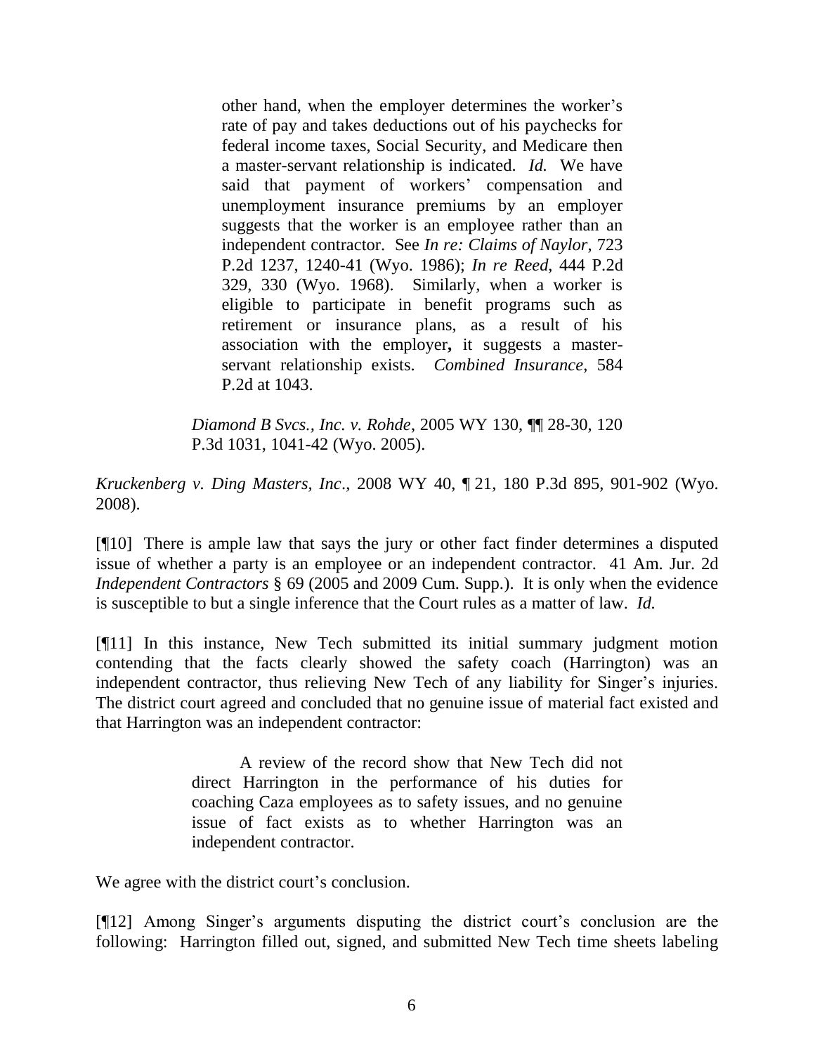> other hand, when the employer determines the worker's rate of pay and takes deductions out of his paychecks for federal income taxes, Social Security, and Medicare then a master-servant relationship is indicated. *Id.* We have said that payment of workers' compensation and unemployment insurance premiums by an employer suggests that the worker is an employee rather than an independent contractor. See *In re: Claims of Naylor*, 723 P.2d 1237, 1240-41 (Wyo. 1986); *In re Reed*, 444 P.2d 329, 330 (Wyo. 1968). Similarly, when a worker is eligible to participate in benefit programs such as retirement or insurance plans, as a result of his association with the employer**,** it suggests a master-servant relationship exists. *Combined Insurance*, 584 P.2d at 1043.
>
> *Diamond B Svcs., Inc. v. Rohde*, 2005 WY 130, ¶¶ 28-30, 120 P.3d 1031, 1041-42 (Wyo. 2005).

*Kruckenberg v. Ding Masters, Inc*., 2008 WY 40, ¶ 21, 180 P.3d 895, 901-902 (Wyo. 2008).

[¶10] There is ample law that says the jury or other fact finder determines a disputed issue of whether a party is an employee or an independent contractor. 41 Am. Jur. 2d *Independent Contractors* § 69 (2005 and 2009 Cum. Supp.). It is only when the evidence is susceptible to but a single inference that the Court rules as a matter of law. *Id.*

[¶11] In this instance, New Tech submitted its initial summary judgment motion contending that the facts clearly showed the safety coach (Harrington) was an independent contractor, thus relieving New Tech of any liability for Singer's injuries. The district court agreed and concluded that no genuine issue of material fact existed and that Harrington was an independent contractor:

> A review of the record show that New Tech did not direct Harrington in the performance of his duties for coaching Caza employees as to safety issues, and no genuine issue of fact exists as to whether Harrington was an independent contractor.

We agree with the district court's conclusion.

[¶12] Among Singer's arguments disputing the district court's conclusion are the following: Harrington filled out, signed, and submitted New Tech time sheets labeling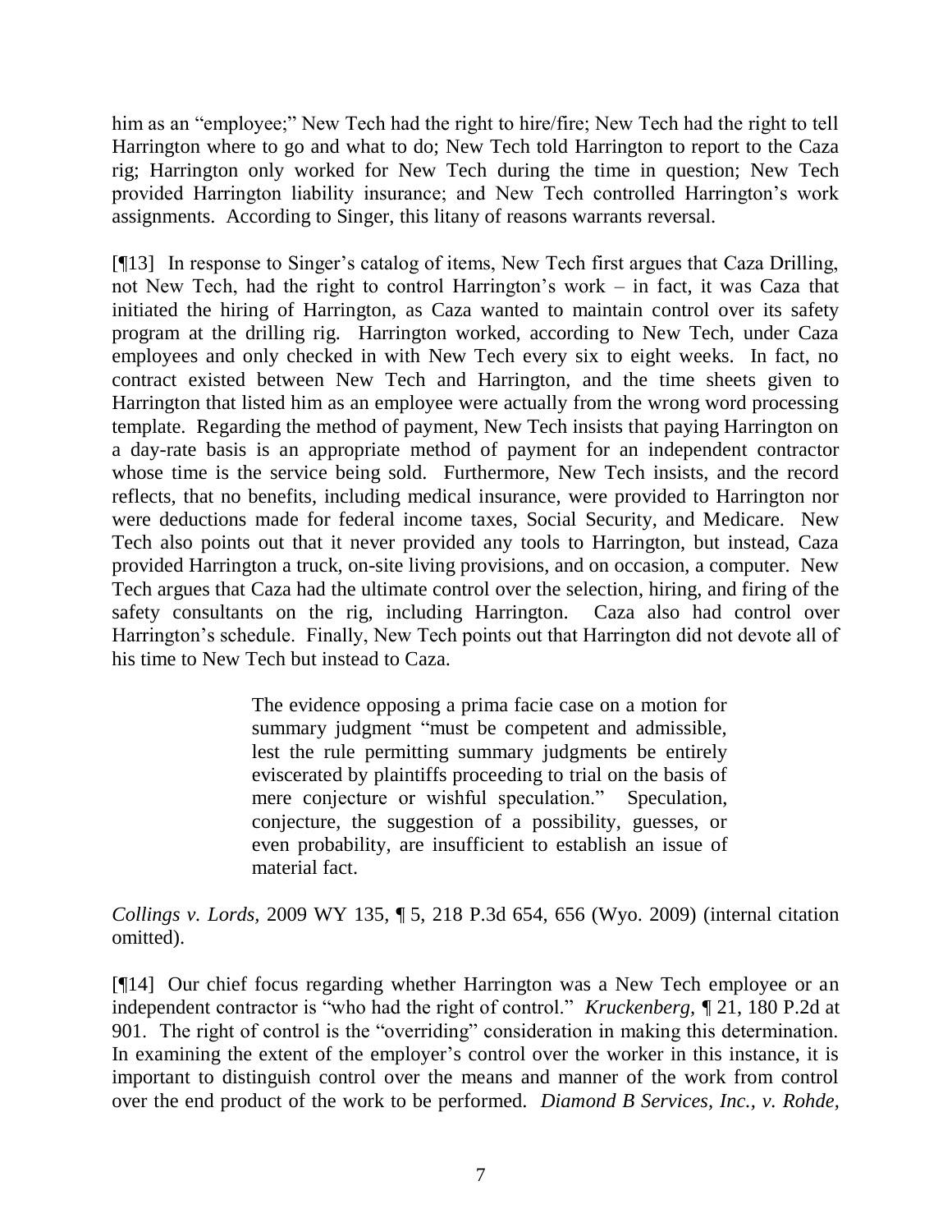him as an "employee;" New Tech had the right to hire/fire; New Tech had the right to tell Harrington where to go and what to do; New Tech told Harrington to report to the Caza rig; Harrington only worked for New Tech during the time in question; New Tech provided Harrington liability insurance; and New Tech controlled Harrington's work assignments. According to Singer, this litany of reasons warrants reversal.

[¶13] In response to Singer's catalog of items, New Tech first argues that Caza Drilling, not New Tech, had the right to control Harrington's work – in fact, it was Caza that initiated the hiring of Harrington, as Caza wanted to maintain control over its safety program at the drilling rig. Harrington worked, according to New Tech, under Caza employees and only checked in with New Tech every six to eight weeks. In fact, no contract existed between New Tech and Harrington, and the time sheets given to Harrington that listed him as an employee were actually from the wrong word processing template. Regarding the method of payment, New Tech insists that paying Harrington on a day-rate basis is an appropriate method of payment for an independent contractor whose time is the service being sold. Furthermore, New Tech insists, and the record reflects, that no benefits, including medical insurance, were provided to Harrington nor were deductions made for federal income taxes, Social Security, and Medicare. New Tech also points out that it never provided any tools to Harrington, but instead, Caza provided Harrington a truck, on-site living provisions, and on occasion, a computer. New Tech argues that Caza had the ultimate control over the selection, hiring, and firing of the safety consultants on the rig, including Harrington. Caza also had control over Harrington's schedule. Finally, New Tech points out that Harrington did not devote all of his time to New Tech but instead to Caza.

> The evidence opposing a prima facie case on a motion for summary judgment "must be competent and admissible, lest the rule permitting summary judgments be entirely eviscerated by plaintiffs proceeding to trial on the basis of mere conjecture or wishful speculation." Speculation, conjecture, the suggestion of a possibility, guesses, or even probability, are insufficient to establish an issue of material fact.

*Collings v. Lords*, 2009 WY 135, ¶ 5, 218 P.3d 654, 656 (Wyo. 2009) (internal citation omitted).

[¶14] Our chief focus regarding whether Harrington was a New Tech employee or an independent contractor is "who had the right of control." *Kruckenberg*, ¶ 21, 180 P.2d at 901. The right of control is the "overriding" consideration in making this determination. In examining the extent of the employer's control over the worker in this instance, it is important to distinguish control over the means and manner of the work from control over the end product of the work to be performed. *Diamond B Services, Inc., v. Rohde*,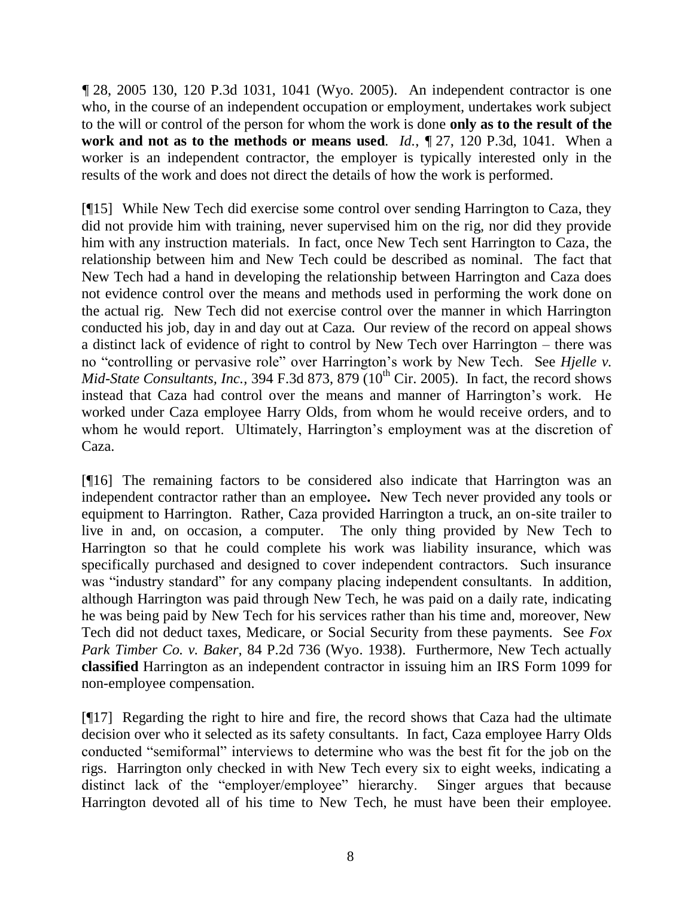¶ 28, 2005 130, 120 P.3d 1031, 1041 (Wyo. 2005). An independent contractor is one who, in the course of an independent occupation or employment, undertakes work subject to the will or control of the person for whom the work is done **only as to the result of the work and not as to the methods or means used**. *Id.*, ¶ 27, 120 P.3d, 1041. When a worker is an independent contractor, the employer is typically interested only in the results of the work and does not direct the details of how the work is performed.

[¶15] While New Tech did exercise some control over sending Harrington to Caza, they did not provide him with training, never supervised him on the rig, nor did they provide him with any instruction materials. In fact, once New Tech sent Harrington to Caza, the relationship between him and New Tech could be described as nominal. The fact that New Tech had a hand in developing the relationship between Harrington and Caza does not evidence control over the means and methods used in performing the work done on the actual rig. New Tech did not exercise control over the manner in which Harrington conducted his job, day in and day out at Caza. Our review of the record on appeal shows a distinct lack of evidence of right to control by New Tech over Harrington – there was no "controlling or pervasive role" over Harrington's work by New Tech. See *Hjelle v. Mid-State Consultants, Inc.,* 394 F.3d 873, 879 (10th Cir. 2005). In fact, the record shows instead that Caza had control over the means and manner of Harrington's work. He worked under Caza employee Harry Olds, from whom he would receive orders, and to whom he would report. Ultimately, Harrington's employment was at the discretion of Caza.

[¶16] The remaining factors to be considered also indicate that Harrington was an independent contractor rather than an employee**.** New Tech never provided any tools or equipment to Harrington. Rather, Caza provided Harrington a truck, an on-site trailer to live in and, on occasion, a computer. The only thing provided by New Tech to Harrington so that he could complete his work was liability insurance, which was specifically purchased and designed to cover independent contractors. Such insurance was "industry standard" for any company placing independent consultants. In addition, although Harrington was paid through New Tech, he was paid on a daily rate, indicating he was being paid by New Tech for his services rather than his time and, moreover, New Tech did not deduct taxes, Medicare, or Social Security from these payments. See *Fox Park Timber Co. v. Baker,* 84 P.2d 736 (Wyo. 1938). Furthermore, New Tech actually **classified** Harrington as an independent contractor in issuing him an IRS Form 1099 for non-employee compensation.

[¶17] Regarding the right to hire and fire, the record shows that Caza had the ultimate decision over who it selected as its safety consultants. In fact, Caza employee Harry Olds conducted "semiformal" interviews to determine who was the best fit for the job on the rigs. Harrington only checked in with New Tech every six to eight weeks, indicating a distinct lack of the "employer/employee" hierarchy. Singer argues that because Harrington devoted all of his time to New Tech, he must have been their employee.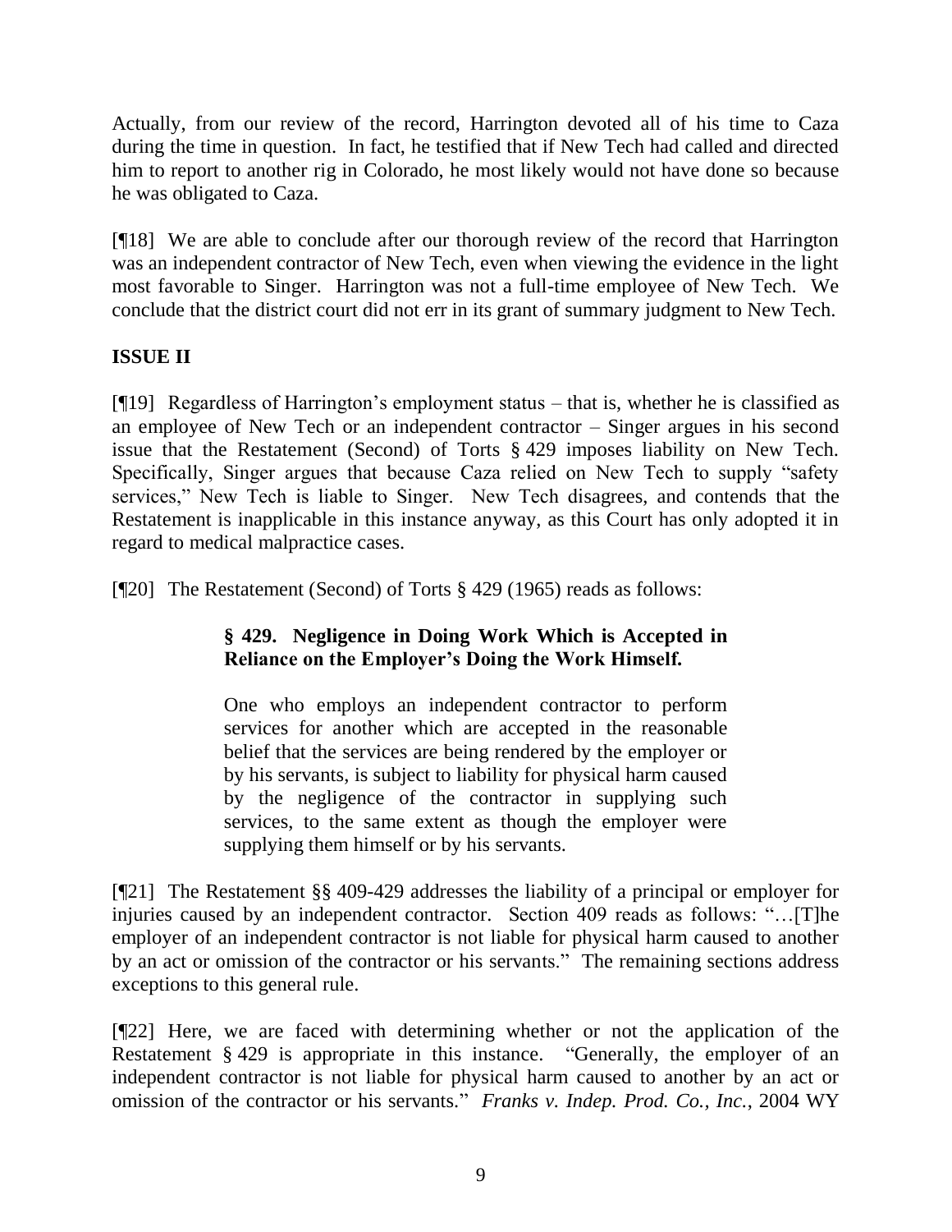Actually, from our review of the record, Harrington devoted all of his time to Caza during the time in question. In fact, he testified that if New Tech had called and directed him to report to another rig in Colorado, he most likely would not have done so because he was obligated to Caza.

[¶18] We are able to conclude after our thorough review of the record that Harrington was an independent contractor of New Tech, even when viewing the evidence in the light most favorable to Singer. Harrington was not a full-time employee of New Tech. We conclude that the district court did not err in its grant of summary judgment to New Tech.

**ISSUE II**

[¶19] Regardless of Harrington's employment status – that is, whether he is classified as an employee of New Tech or an independent contractor – Singer argues in his second issue that the Restatement (Second) of Torts § 429 imposes liability on New Tech. Specifically, Singer argues that because Caza relied on New Tech to supply "safety services," New Tech is liable to Singer. New Tech disagrees, and contends that the Restatement is inapplicable in this instance anyway, as this Court has only adopted it in regard to medical malpractice cases.

[¶20] The Restatement (Second) of Torts § 429 (1965) reads as follows:

> **§ 429. Negligence in Doing Work Which is Accepted in Reliance on the Employer's Doing the Work Himself.**
>
> One who employs an independent contractor to perform services for another which are accepted in the reasonable belief that the services are being rendered by the employer or by his servants, is subject to liability for physical harm caused by the negligence of the contractor in supplying such services, to the same extent as though the employer were supplying them himself or by his servants.

[¶21] The Restatement §§ 409-429 addresses the liability of a principal or employer for injuries caused by an independent contractor. Section 409 reads as follows: "…[T]he employer of an independent contractor is not liable for physical harm caused to another by an act or omission of the contractor or his servants." The remaining sections address exceptions to this general rule.

[¶22] Here, we are faced with determining whether or not the application of the Restatement § 429 is appropriate in this instance. "Generally, the employer of an independent contractor is not liable for physical harm caused to another by an act or omission of the contractor or his servants." *Franks v. Indep. Prod. Co., Inc.*, 2004 WY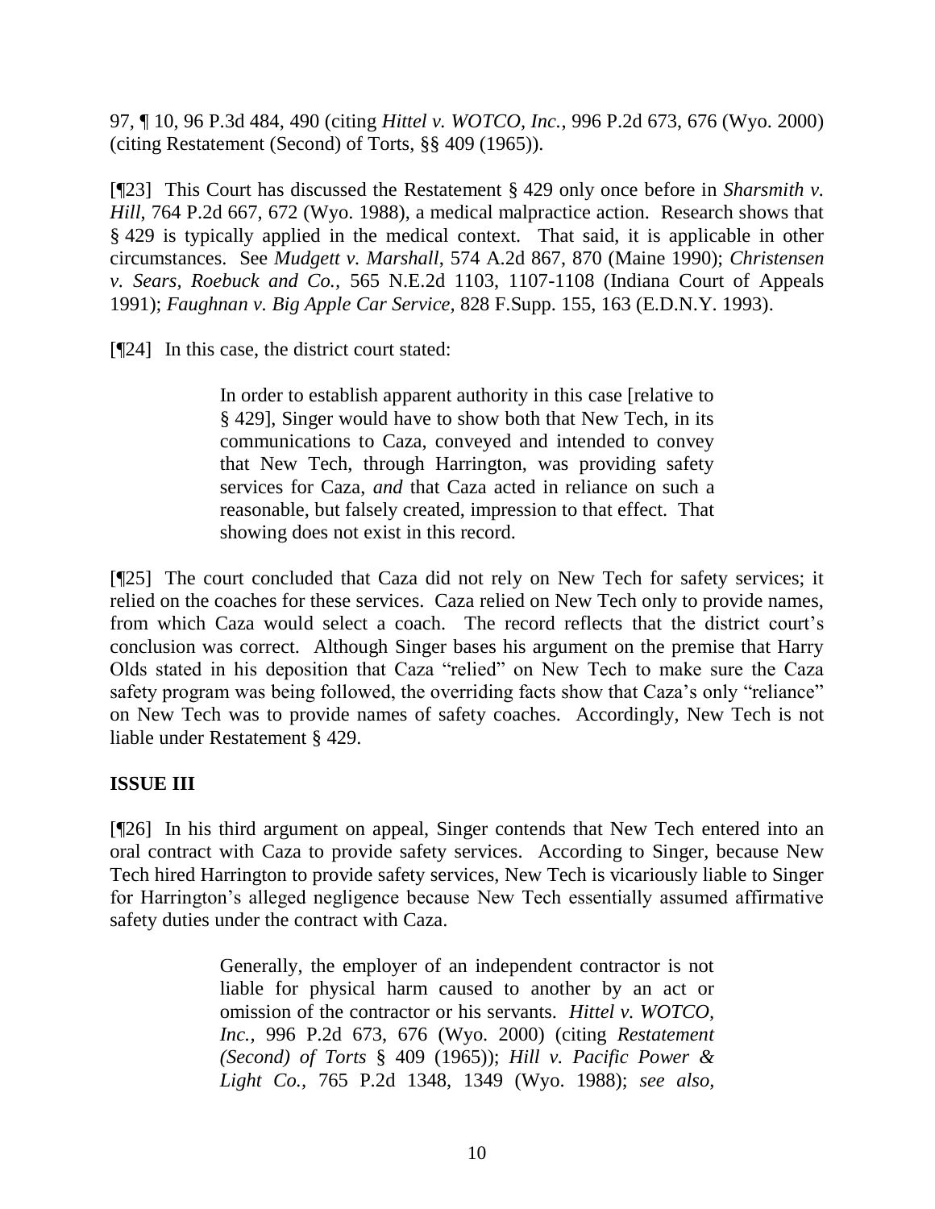97, ¶ 10, 96 P.3d 484, 490 (citing *Hittel v. WOTCO, Inc.*, 996 P.2d 673, 676 (Wyo. 2000) (citing Restatement (Second) of Torts, §§ 409 (1965)).

[¶23] This Court has discussed the Restatement § 429 only once before in *Sharsmith v. Hill*, 764 P.2d 667, 672 (Wyo. 1988), a medical malpractice action. Research shows that § 429 is typically applied in the medical context. That said, it is applicable in other circumstances. See *Mudgett v. Marshall*, 574 A.2d 867, 870 (Maine 1990); *Christensen v. Sears, Roebuck and Co.*, 565 N.E.2d 1103, 1107-1108 (Indiana Court of Appeals 1991); *Faughnan v. Big Apple Car Service*, 828 F.Supp. 155, 163 (E.D.N.Y. 1993).

[¶24] In this case, the district court stated:

> In order to establish apparent authority in this case [relative to § 429], Singer would have to show both that New Tech, in its communications to Caza, conveyed and intended to convey that New Tech, through Harrington, was providing safety services for Caza, *and* that Caza acted in reliance on such a reasonable, but falsely created, impression to that effect. That showing does not exist in this record.

[¶25] The court concluded that Caza did not rely on New Tech for safety services; it relied on the coaches for these services. Caza relied on New Tech only to provide names, from which Caza would select a coach. The record reflects that the district court's conclusion was correct. Although Singer bases his argument on the premise that Harry Olds stated in his deposition that Caza "relied" on New Tech to make sure the Caza safety program was being followed, the overriding facts show that Caza's only "reliance" on New Tech was to provide names of safety coaches. Accordingly, New Tech is not liable under Restatement § 429.

## ISSUE III

[¶26] In his third argument on appeal, Singer contends that New Tech entered into an oral contract with Caza to provide safety services. According to Singer, because New Tech hired Harrington to provide safety services, New Tech is vicariously liable to Singer for Harrington's alleged negligence because New Tech essentially assumed affirmative safety duties under the contract with Caza.

> Generally, the employer of an independent contractor is not liable for physical harm caused to another by an act or omission of the contractor or his servants. *Hittel v. WOTCO, Inc.*, 996 P.2d 673, 676 (Wyo. 2000) (citing *Restatement (Second) of Torts* § 409 (1965)); *Hill v. Pacific Power & Light Co.*, 765 P.2d 1348, 1349 (Wyo. 1988); *see also*,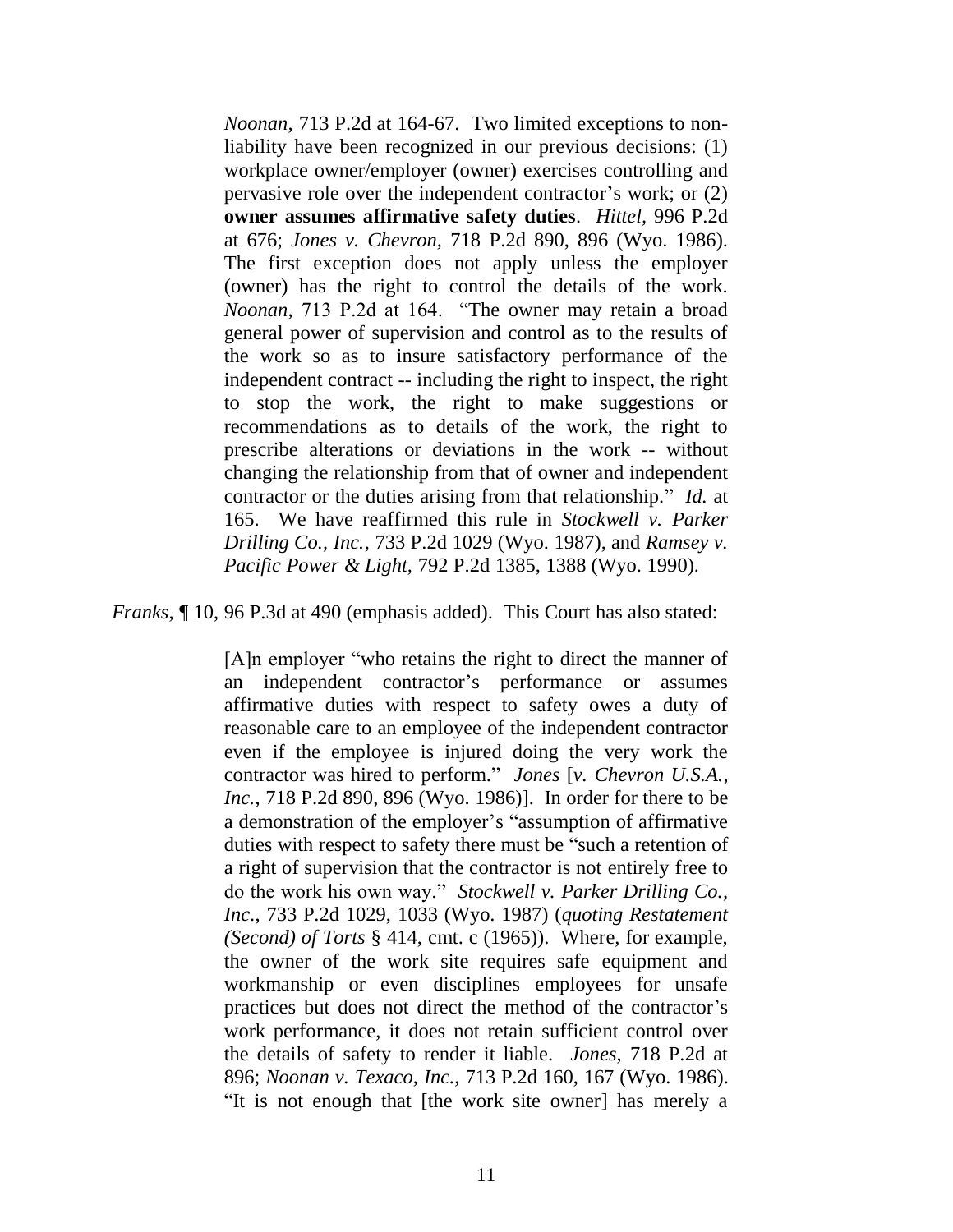> *Noonan*, 713 P.2d at 164-67. Two limited exceptions to non-liability have been recognized in our previous decisions: (1) workplace owner/employer (owner) exercises controlling and pervasive role over the independent contractor's work; or (2) **owner assumes affirmative safety duties**. *Hittel*, 996 P.2d at 676; *Jones v. Chevron*, 718 P.2d 890, 896 (Wyo. 1986). The first exception does not apply unless the employer (owner) has the right to control the details of the work. *Noonan*, 713 P.2d at 164. "The owner may retain a broad general power of supervision and control as to the results of the work so as to insure satisfactory performance of the independent contract -- including the right to inspect, the right to stop the work, the right to make suggestions or recommendations as to details of the work, the right to prescribe alterations or deviations in the work -- without changing the relationship from that of owner and independent contractor or the duties arising from that relationship." *Id.* at 165. We have reaffirmed this rule in *Stockwell v. Parker Drilling Co., Inc.*, 733 P.2d 1029 (Wyo. 1987), and *Ramsey v. Pacific Power & Light*, 792 P.2d 1385, 1388 (Wyo. 1990).

*Franks*, ¶ 10, 96 P.3d at 490 (emphasis added). This Court has also stated:

> [A]n employer "who retains the right to direct the manner of an independent contractor's performance or assumes affirmative duties with respect to safety owes a duty of reasonable care to an employee of the independent contractor even if the employee is injured doing the very work the contractor was hired to perform." *Jones* [*v. Chevron U.S.A., Inc.*, 718 P.2d 890, 896 (Wyo. 1986)]. In order for there to be a demonstration of the employer's "assumption of affirmative duties with respect to safety there must be "such a retention of a right of supervision that the contractor is not entirely free to do the work his own way." *Stockwell v. Parker Drilling Co., Inc*., 733 P.2d 1029, 1033 (Wyo. 1987) (*quoting Restatement (Second) of Torts* § 414, cmt. c (1965)). Where, for example, the owner of the work site requires safe equipment and workmanship or even disciplines employees for unsafe practices but does not direct the method of the contractor's work performance, it does not retain sufficient control over the details of safety to render it liable. *Jones*, 718 P.2d at 896; *Noonan v. Texaco, Inc.*, 713 P.2d 160, 167 (Wyo. 1986). "It is not enough that [the work site owner] has merely a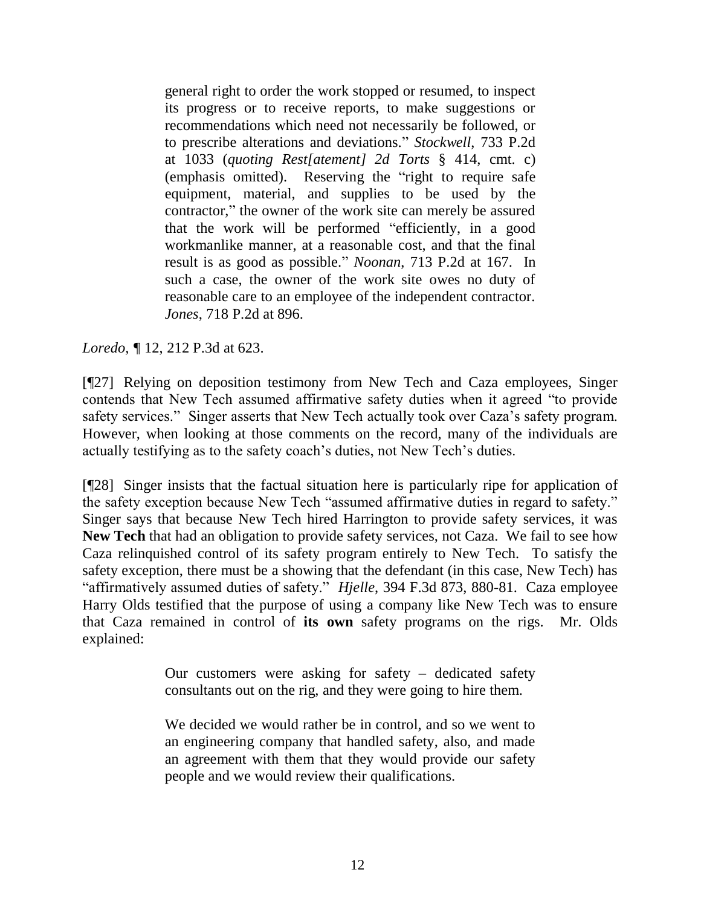> general right to order the work stopped or resumed, to inspect its progress or to receive reports, to make suggestions or recommendations which need not necessarily be followed, or to prescribe alterations and deviations." *Stockwell*, 733 P.2d at 1033 (*quoting Rest[atement] 2d Torts* § 414, cmt. c) (emphasis omitted). Reserving the "right to require safe equipment, material, and supplies to be used by the contractor," the owner of the work site can merely be assured that the work will be performed "efficiently, in a good workmanlike manner, at a reasonable cost, and that the final result is as good as possible." *Noonan*, 713 P.2d at 167. In such a case, the owner of the work site owes no duty of reasonable care to an employee of the independent contractor. *Jones*, 718 P.2d at 896.

*Loredo*, ¶ 12, 212 P.3d at 623.

[¶27] Relying on deposition testimony from New Tech and Caza employees, Singer contends that New Tech assumed affirmative safety duties when it agreed "to provide safety services." Singer asserts that New Tech actually took over Caza's safety program. However, when looking at those comments on the record, many of the individuals are actually testifying as to the safety coach's duties, not New Tech's duties.

[¶28] Singer insists that the factual situation here is particularly ripe for application of the safety exception because New Tech "assumed affirmative duties in regard to safety." Singer says that because New Tech hired Harrington to provide safety services, it was **New Tech** that had an obligation to provide safety services, not Caza. We fail to see how Caza relinquished control of its safety program entirely to New Tech. To satisfy the safety exception, there must be a showing that the defendant (in this case, New Tech) has "affirmatively assumed duties of safety." *Hjelle*, 394 F.3d 873, 880-81. Caza employee Harry Olds testified that the purpose of using a company like New Tech was to ensure that Caza remained in control of **its own** safety programs on the rigs. Mr. Olds explained:

> Our customers were asking for safety – dedicated safety consultants out on the rig, and they were going to hire them.
>
> We decided we would rather be in control, and so we went to an engineering company that handled safety, also, and made an agreement with them that they would provide our safety people and we would review their qualifications.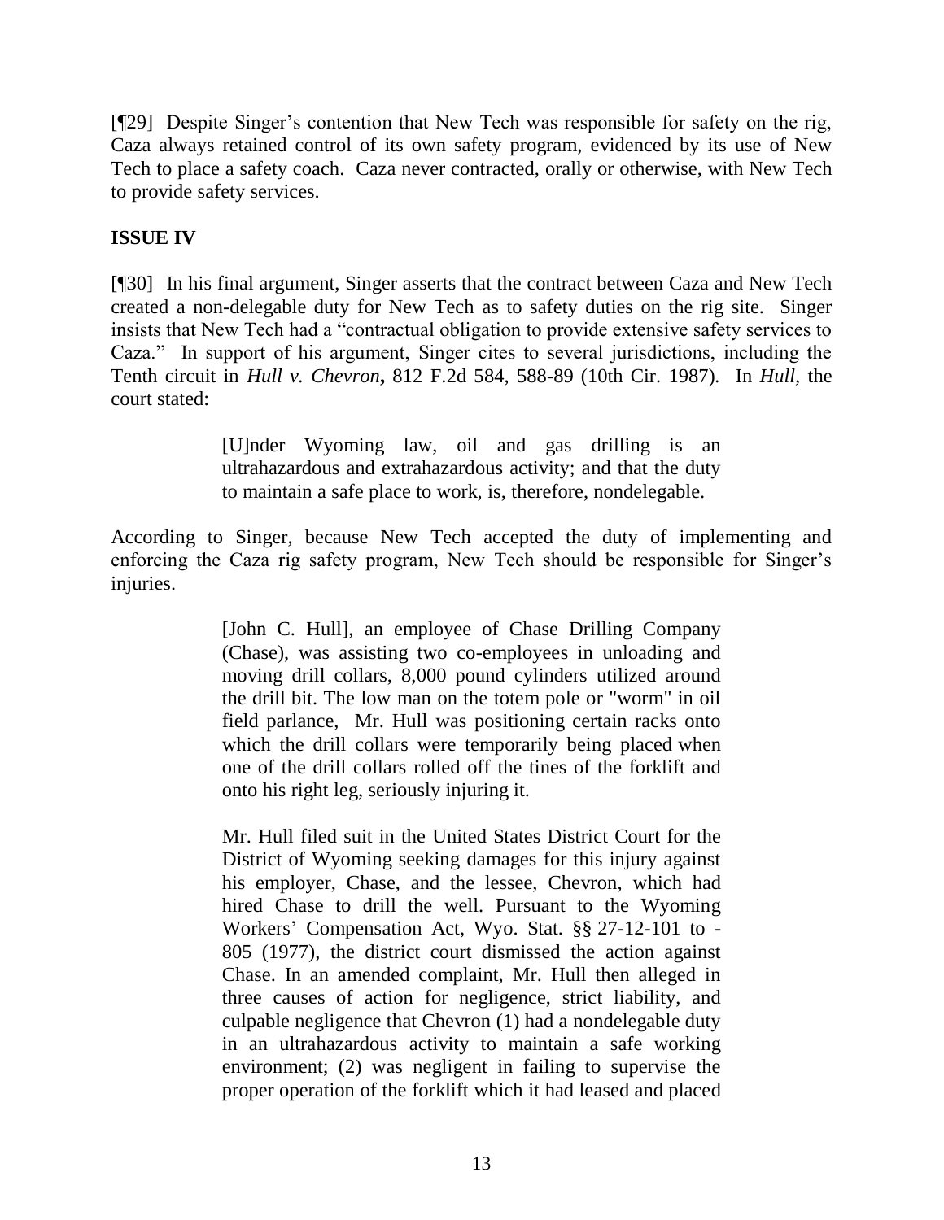[¶29] Despite Singer's contention that New Tech was responsible for safety on the rig, Caza always retained control of its own safety program, evidenced by its use of New Tech to place a safety coach. Caza never contracted, orally or otherwise, with New Tech to provide safety services.

**ISSUE IV**

[¶30] In his final argument, Singer asserts that the contract between Caza and New Tech created a non-delegable duty for New Tech as to safety duties on the rig site. Singer insists that New Tech had a "contractual obligation to provide extensive safety services to Caza." In support of his argument, Singer cites to several jurisdictions, including the Tenth circuit in *Hull v. Chevron***,** 812 F.2d 584, 588-89 (10th Cir. 1987). In *Hull,* the court stated:

> [U]nder Wyoming law, oil and gas drilling is an ultrahazardous and extrahazardous activity; and that the duty to maintain a safe place to work, is, therefore, nondelegable.

According to Singer, because New Tech accepted the duty of implementing and enforcing the Caza rig safety program, New Tech should be responsible for Singer's injuries.

> [John C. Hull], an employee of Chase Drilling Company (Chase), was assisting two co-employees in unloading and moving drill collars, 8,000 pound cylinders utilized around the drill bit. The low man on the totem pole or "worm" in oil field parlance, Mr. Hull was positioning certain racks onto which the drill collars were temporarily being placed when one of the drill collars rolled off the tines of the forklift and onto his right leg, seriously injuring it.
>
> Mr. Hull filed suit in the United States District Court for the District of Wyoming seeking damages for this injury against his employer, Chase, and the lessee, Chevron, which had hired Chase to drill the well. Pursuant to the Wyoming Workers' Compensation Act, Wyo. Stat. §§ 27-12-101 to -805 (1977), the district court dismissed the action against Chase. In an amended complaint, Mr. Hull then alleged in three causes of action for negligence, strict liability, and culpable negligence that Chevron (1) had a nondelegable duty in an ultrahazardous activity to maintain a safe working environment; (2) was negligent in failing to supervise the proper operation of the forklift which it had leased and placed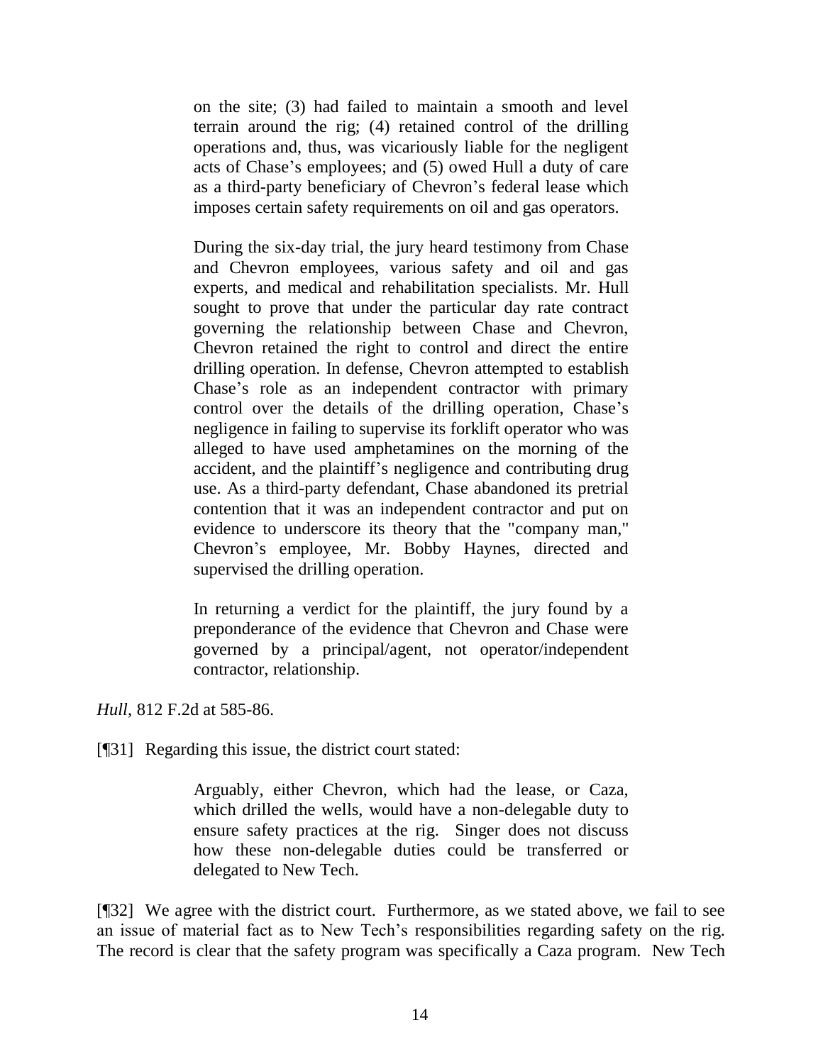> on the site; (3) had failed to maintain a smooth and level terrain around the rig; (4) retained control of the drilling operations and, thus, was vicariously liable for the negligent acts of Chase's employees; and (5) owed Hull a duty of care as a third-party beneficiary of Chevron's federal lease which imposes certain safety requirements on oil and gas operators.
>
> During the six-day trial, the jury heard testimony from Chase and Chevron employees, various safety and oil and gas experts, and medical and rehabilitation specialists. Mr. Hull sought to prove that under the particular day rate contract governing the relationship between Chase and Chevron, Chevron retained the right to control and direct the entire drilling operation. In defense, Chevron attempted to establish Chase's role as an independent contractor with primary control over the details of the drilling operation, Chase's negligence in failing to supervise its forklift operator who was alleged to have used amphetamines on the morning of the accident, and the plaintiff's negligence and contributing drug use. As a third-party defendant, Chase abandoned its pretrial contention that it was an independent contractor and put on evidence to underscore its theory that the "company man," Chevron's employee, Mr. Bobby Haynes, directed and supervised the drilling operation.
>
> In returning a verdict for the plaintiff, the jury found by a preponderance of the evidence that Chevron and Chase were governed by a principal/agent, not operator/independent contractor, relationship.

*Hull*, 812 F.2d at 585-86.

[¶31] Regarding this issue, the district court stated:

> Arguably, either Chevron, which had the lease, or Caza, which drilled the wells, would have a non-delegable duty to ensure safety practices at the rig. Singer does not discuss how these non-delegable duties could be transferred or delegated to New Tech.

[¶32] We agree with the district court. Furthermore, as we stated above, we fail to see an issue of material fact as to New Tech's responsibilities regarding safety on the rig. The record is clear that the safety program was specifically a Caza program. New Tech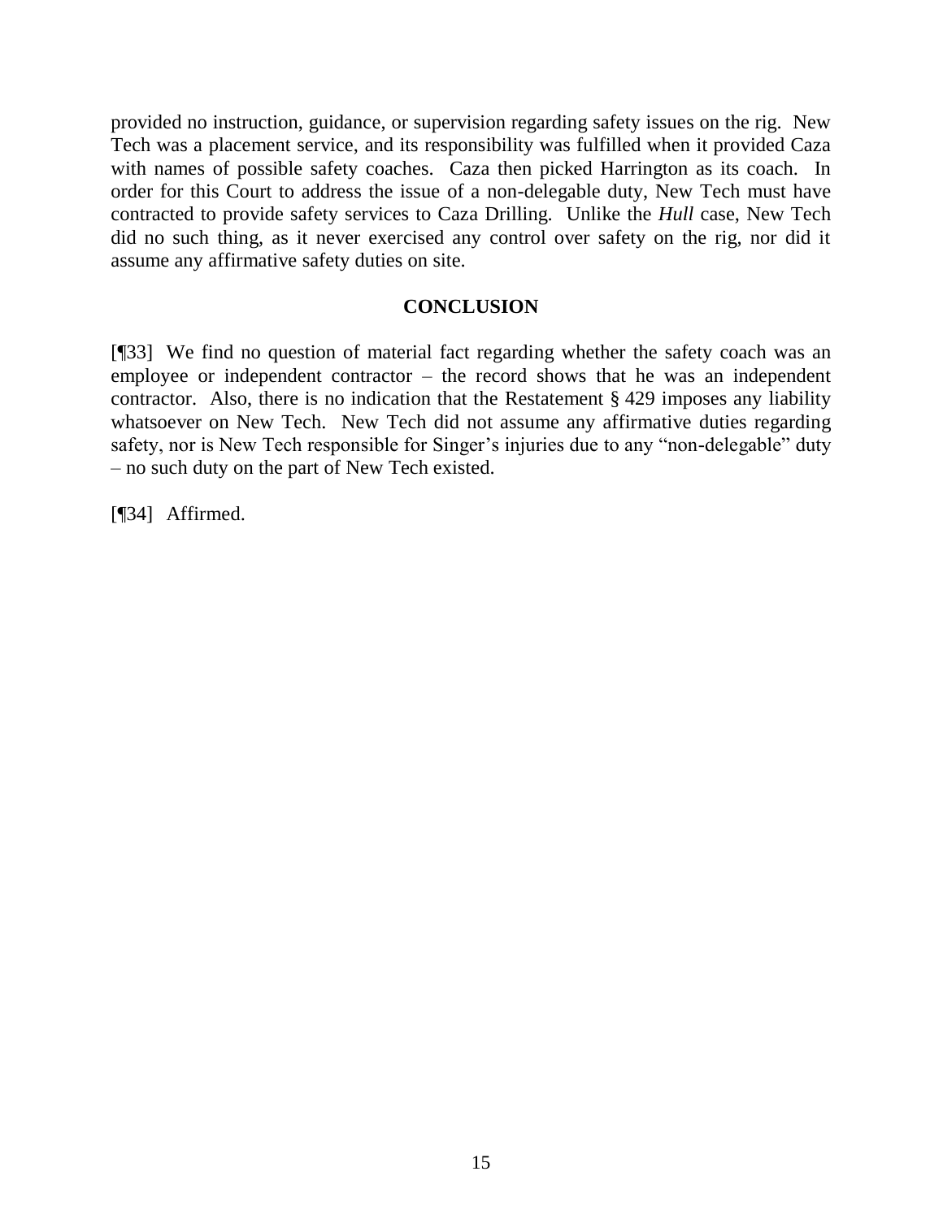provided no instruction, guidance, or supervision regarding safety issues on the rig. New Tech was a placement service, and its responsibility was fulfilled when it provided Caza with names of possible safety coaches. Caza then picked Harrington as its coach. In order for this Court to address the issue of a non-delegable duty, New Tech must have contracted to provide safety services to Caza Drilling. Unlike the *Hull* case, New Tech did no such thing, as it never exercised any control over safety on the rig, nor did it assume any affirmative safety duties on site.

## CONCLUSION

[¶33] We find no question of material fact regarding whether the safety coach was an employee or independent contractor – the record shows that he was an independent contractor. Also, there is no indication that the Restatement § 429 imposes any liability whatsoever on New Tech. New Tech did not assume any affirmative duties regarding safety, nor is New Tech responsible for Singer's injuries due to any "non-delegable" duty – no such duty on the part of New Tech existed.

[¶34] Affirmed.